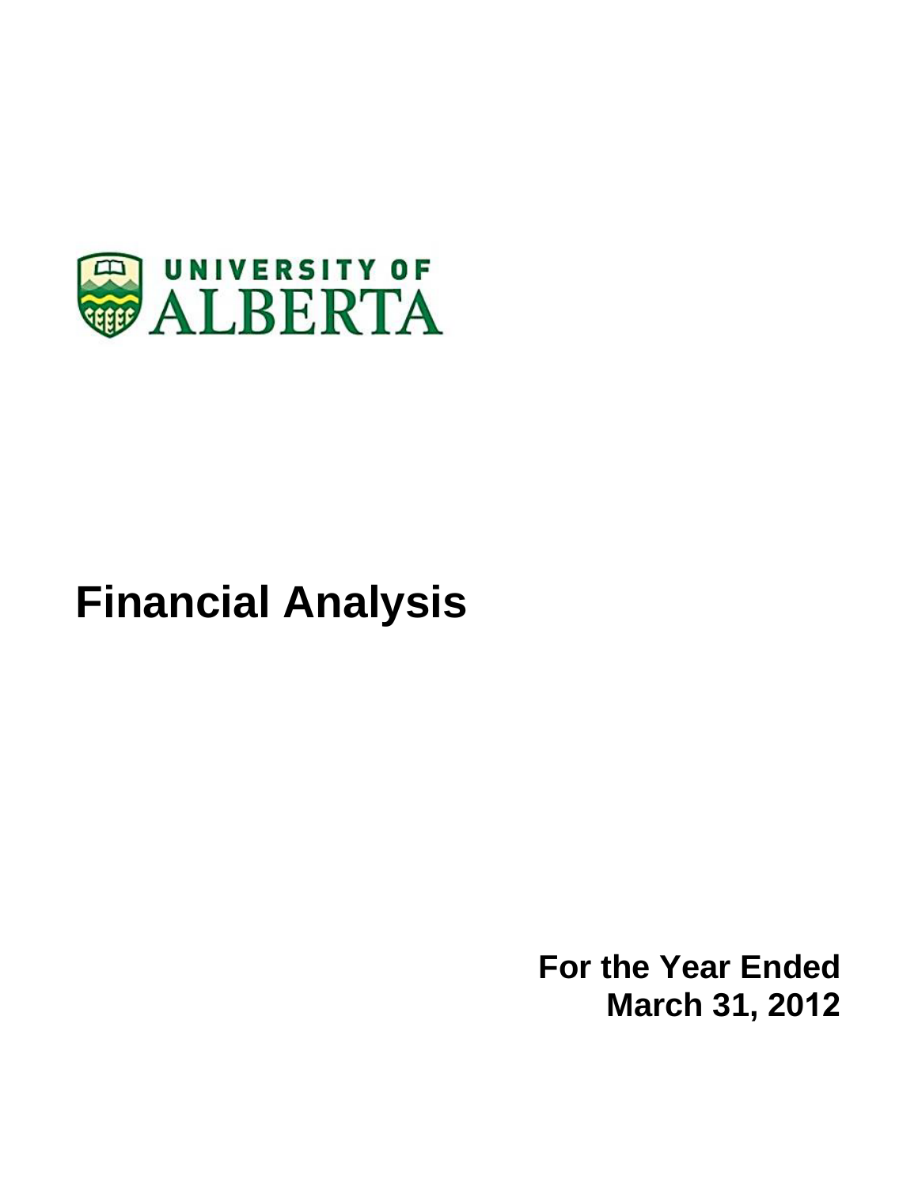UNIVERSITY OF ALBERTA

# Financial Analysis

**For the Year Ended**
**March 31, 2012**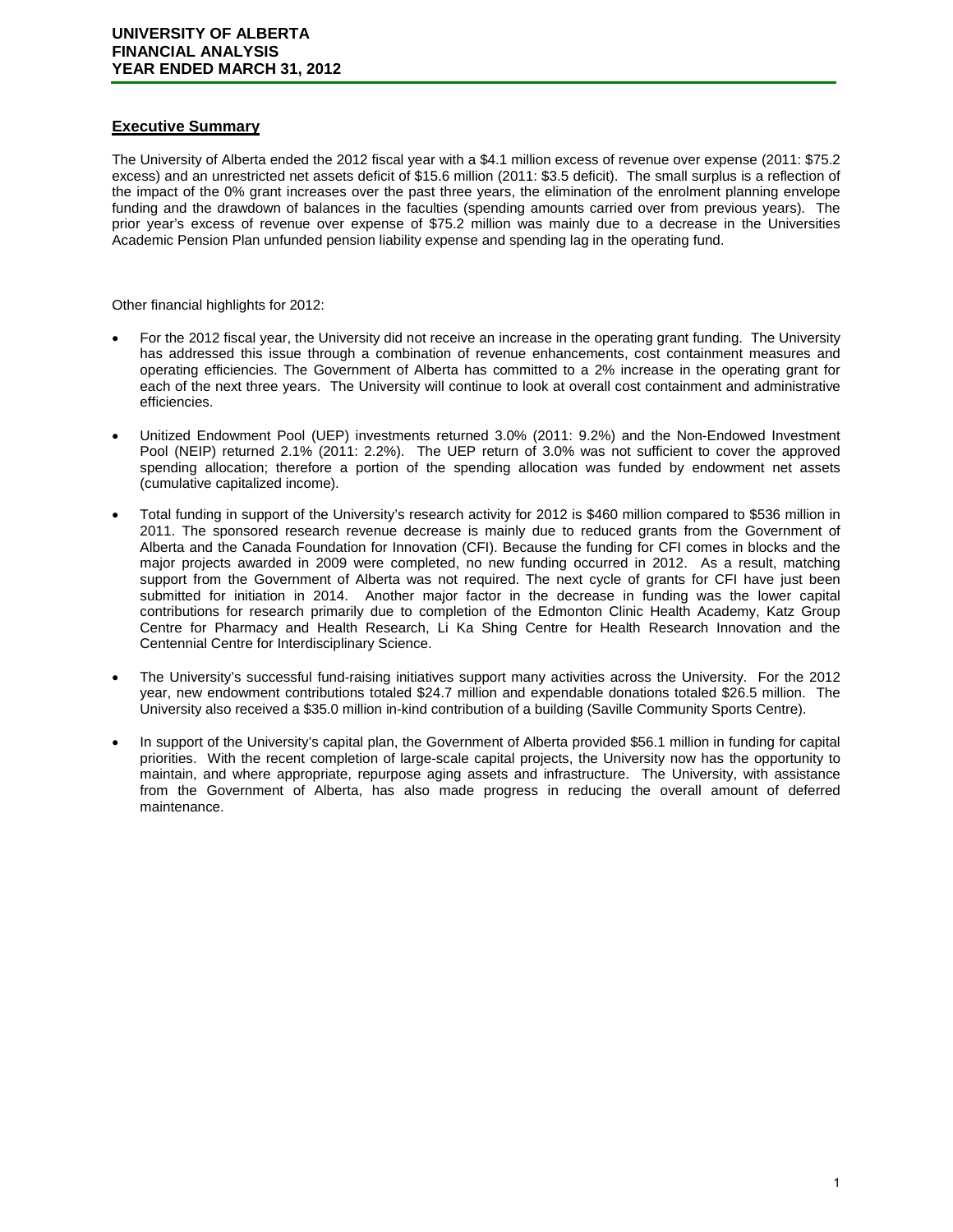## Executive Summary

The University of Alberta ended the 2012 fiscal year with a $4.1 million excess of revenue over expense (2011: $75.2 excess) and an unrestricted net assets deficit of $15.6 million (2011: $3.5 deficit). The small surplus is a reflection of the impact of the 0% grant increases over the past three years, the elimination of the enrolment planning envelope funding and the drawdown of balances in the faculties (spending amounts carried over from previous years). The prior year's excess of revenue over expense of $75.2 million was mainly due to a decrease in the Universities Academic Pension Plan unfunded pension liability expense and spending lag in the operating fund.

Other financial highlights for 2012:

- For the 2012 fiscal year, the University did not receive an increase in the operating grant funding. The University has addressed this issue through a combination of revenue enhancements, cost containment measures and operating efficiencies. The Government of Alberta has committed to a 2% increase in the operating grant for each of the next three years. The University will continue to look at overall cost containment and administrative efficiencies.

- Unitized Endowment Pool (UEP) investments returned 3.0% (2011: 9.2%) and the Non-Endowed Investment Pool (NEIP) returned 2.1% (2011: 2.2%). The UEP return of 3.0% was not sufficient to cover the approved spending allocation; therefore a portion of the spending allocation was funded by endowment net assets (cumulative capitalized income).

- Total funding in support of the University's research activity for 2012 is $460 million compared to $536 million in 2011. The sponsored research revenue decrease is mainly due to reduced grants from the Government of Alberta and the Canada Foundation for Innovation (CFI). Because the funding for CFI comes in blocks and the major projects awarded in 2009 were completed, no new funding occurred in 2012. As a result, matching support from the Government of Alberta was not required. The next cycle of grants for CFI have just been submitted for initiation in 2014. Another major factor in the decrease in funding was the lower capital contributions for research primarily due to completion of the Edmonton Clinic Health Academy, Katz Group Centre for Pharmacy and Health Research, Li Ka Shing Centre for Health Research Innovation and the Centennial Centre for Interdisciplinary Science.

- The University's successful fund-raising initiatives support many activities across the University. For the 2012 year, new endowment contributions totaled $24.7 million and expendable donations totaled $26.5 million. The University also received a $35.0 million in-kind contribution of a building (Saville Community Sports Centre).

- In support of the University's capital plan, the Government of Alberta provided $56.1 million in funding for capital priorities. With the recent completion of large-scale capital projects, the University now has the opportunity to maintain, and where appropriate, repurpose aging assets and infrastructure. The University, with assistance from the Government of Alberta, has also made progress in reducing the overall amount of deferred maintenance.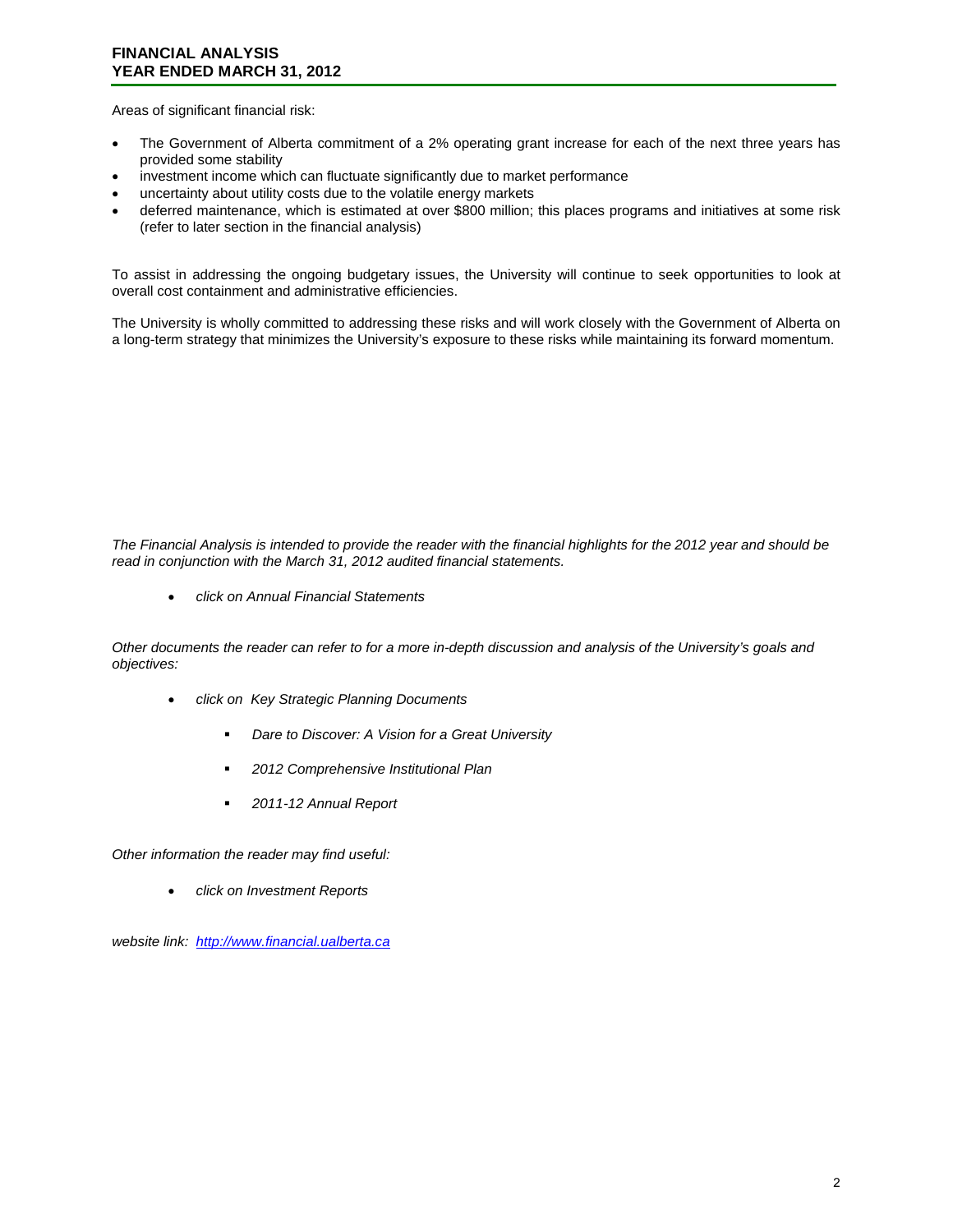Areas of significant financial risk:

- The Government of Alberta commitment of a 2% operating grant increase for each of the next three years has provided some stability
- investment income which can fluctuate significantly due to market performance
- uncertainty about utility costs due to the volatile energy markets
- deferred maintenance, which is estimated at over $800 million; this places programs and initiatives at some risk (refer to later section in the financial analysis)

To assist in addressing the ongoing budgetary issues, the University will continue to seek opportunities to look at overall cost containment and administrative efficiencies.

The University is wholly committed to addressing these risks and will work closely with the Government of Alberta on a long-term strategy that minimizes the University's exposure to these risks while maintaining its forward momentum.

*The Financial Analysis is intended to provide the reader with the financial highlights for the 2012 year and should be read in conjunction with the March 31, 2012 audited financial statements.*

- *click on Annual Financial Statements*

*Other documents the reader can refer to for a more in-depth discussion and analysis of the University's goals and objectives:*

- *click on Key Strategic Planning Documents*
  - *Dare to Discover: A Vision for a Great University*
  - *2012 Comprehensive Institutional Plan*
  - *2011-12 Annual Report*

*Other information the reader may find useful:*

- *click on Investment Reports*

*website link: [http://www.financial.ualberta.ca](http://www.financial.ualberta.ca)*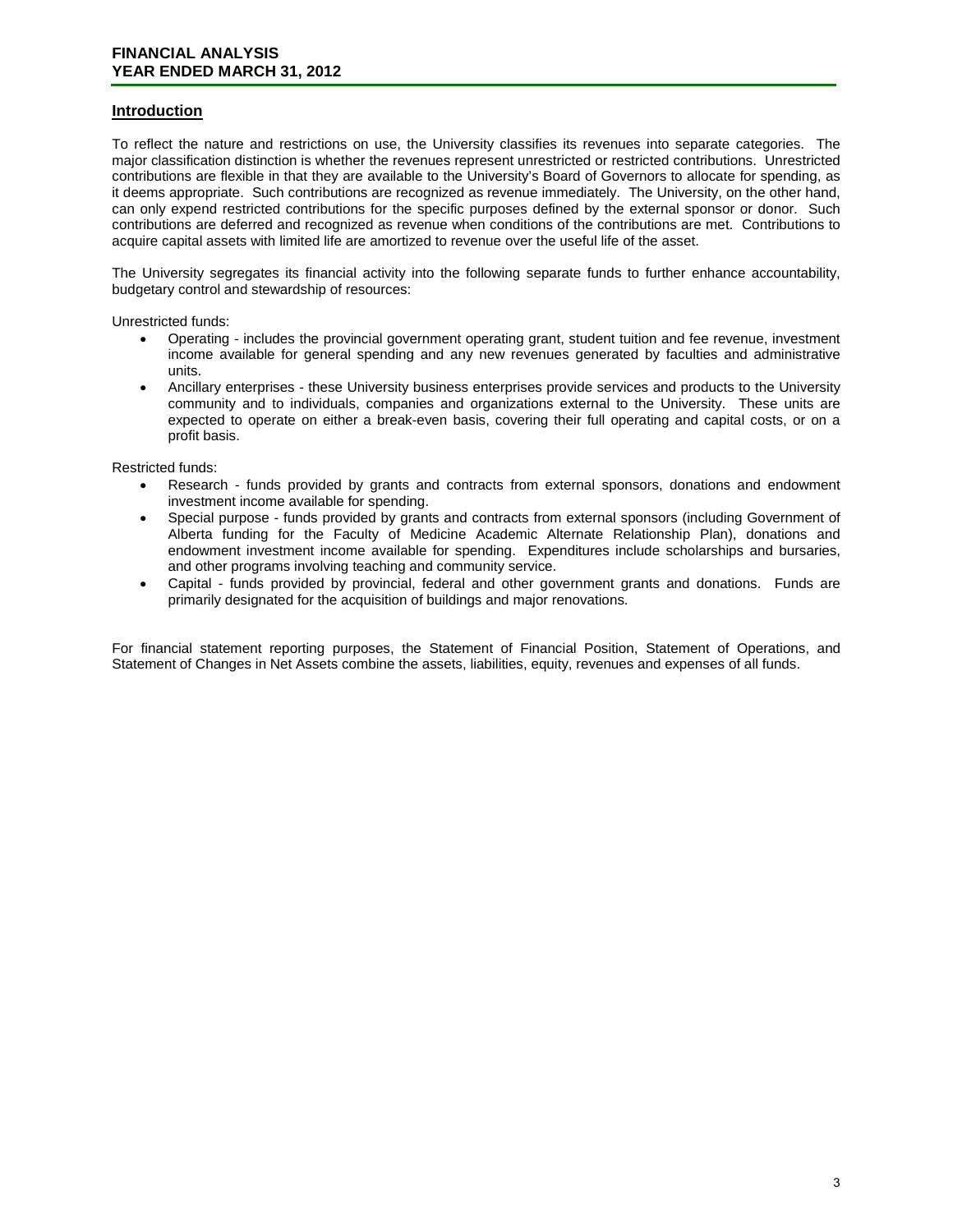## Introduction

To reflect the nature and restrictions on use, the University classifies its revenues into separate categories. The major classification distinction is whether the revenues represent unrestricted or restricted contributions. Unrestricted contributions are flexible in that they are available to the University's Board of Governors to allocate for spending, as it deems appropriate. Such contributions are recognized as revenue immediately. The University, on the other hand, can only expend restricted contributions for the specific purposes defined by the external sponsor or donor. Such contributions are deferred and recognized as revenue when conditions of the contributions are met. Contributions to acquire capital assets with limited life are amortized to revenue over the useful life of the asset.

The University segregates its financial activity into the following separate funds to further enhance accountability, budgetary control and stewardship of resources:

Unrestricted funds:

- Operating - includes the provincial government operating grant, student tuition and fee revenue, investment income available for general spending and any new revenues generated by faculties and administrative units.
- Ancillary enterprises - these University business enterprises provide services and products to the University community and to individuals, companies and organizations external to the University. These units are expected to operate on either a break-even basis, covering their full operating and capital costs, or on a profit basis.

Restricted funds:

- Research - funds provided by grants and contracts from external sponsors, donations and endowment investment income available for spending.
- Special purpose - funds provided by grants and contracts from external sponsors (including Government of Alberta funding for the Faculty of Medicine Academic Alternate Relationship Plan), donations and endowment investment income available for spending. Expenditures include scholarships and bursaries, and other programs involving teaching and community service.
- Capital - funds provided by provincial, federal and other government grants and donations. Funds are primarily designated for the acquisition of buildings and major renovations.

For financial statement reporting purposes, the Statement of Financial Position, Statement of Operations, and Statement of Changes in Net Assets combine the assets, liabilities, equity, revenues and expenses of all funds.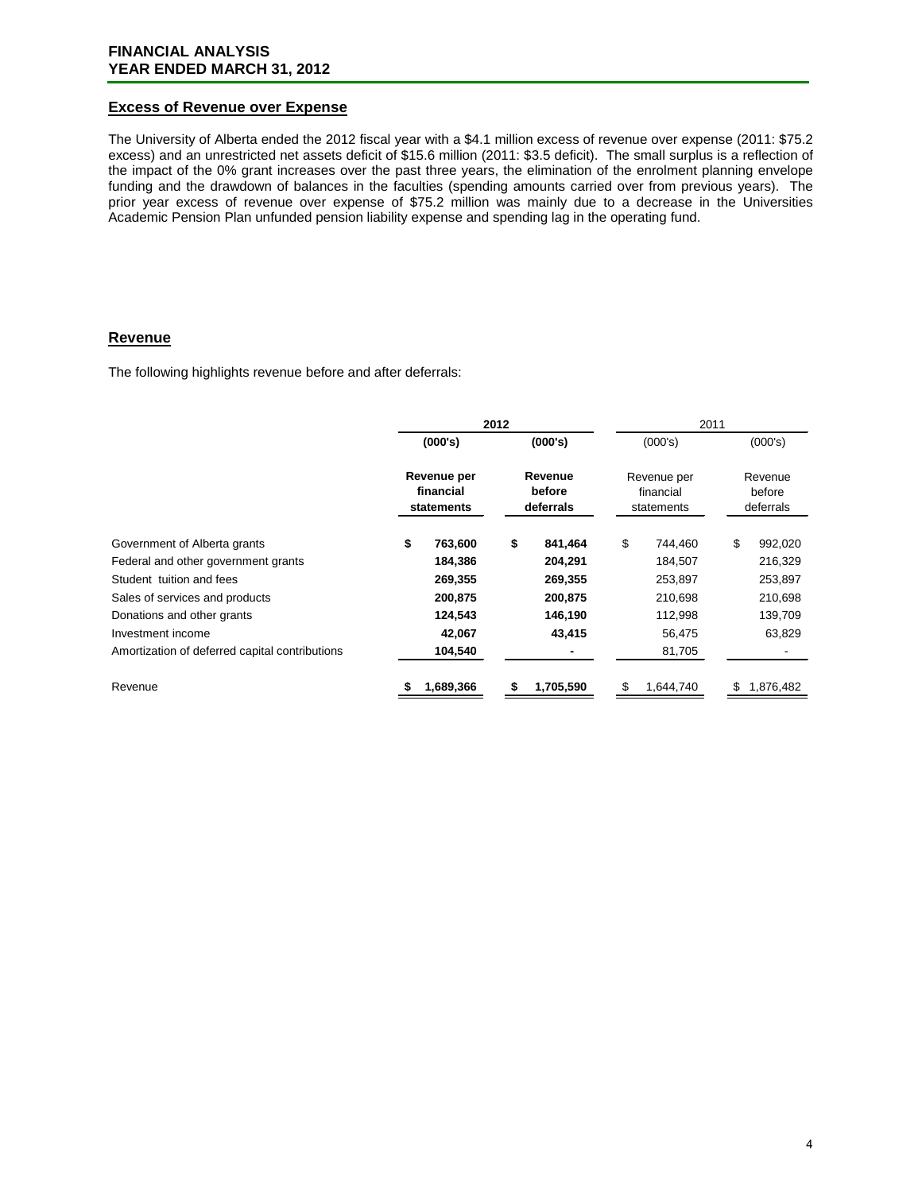## Excess of Revenue over Expense

The University of Alberta ended the 2012 fiscal year with a $4.1 million excess of revenue over expense (2011: $75.2 excess) and an unrestricted net assets deficit of $15.6 million (2011: $3.5 deficit). The small surplus is a reflection of the impact of the 0% grant increases over the past three years, the elimination of the enrolment planning envelope funding and the drawdown of balances in the faculties (spending amounts carried over from previous years). The prior year excess of revenue over expense of $75.2 million was mainly due to a decrease in the Universities Academic Pension Plan unfunded pension liability expense and spending lag in the operating fund.

## Revenue

The following highlights revenue before and after deferrals:

| | **2012** | | 2011 | |
|---|---|---|---|---|
| | **(000's)** | **(000's)** | (000's) | (000's) |
| | **Revenue per financial statements** | **Revenue before deferrals** | Revenue per financial statements | Revenue before deferrals |
| Government of Alberta grants | **$ 763,600** | **$ 841,464** | $ 744,460 | $ 992,020 |
| Federal and other government grants | **184,386** | **204,291** | 184,507 | 216,329 |
| Student tuition and fees | **269,355** | **269,355** | 253,897 | 253,897 |
| Sales of services and products | **200,875** | **200,875** | 210,698 | 210,698 |
| Donations and other grants | **124,543** | **146,190** | 112,998 | 139,709 |
| Investment income | **42,067** | **43,415** | 56,475 | 63,829 |
| Amortization of deferred capital contributions | **104,540** | **-** | 81,705 | - |
| Revenue | **$ 1,689,366** | **$ 1,705,590** | $ 1,644,740 | $ 1,876,482 |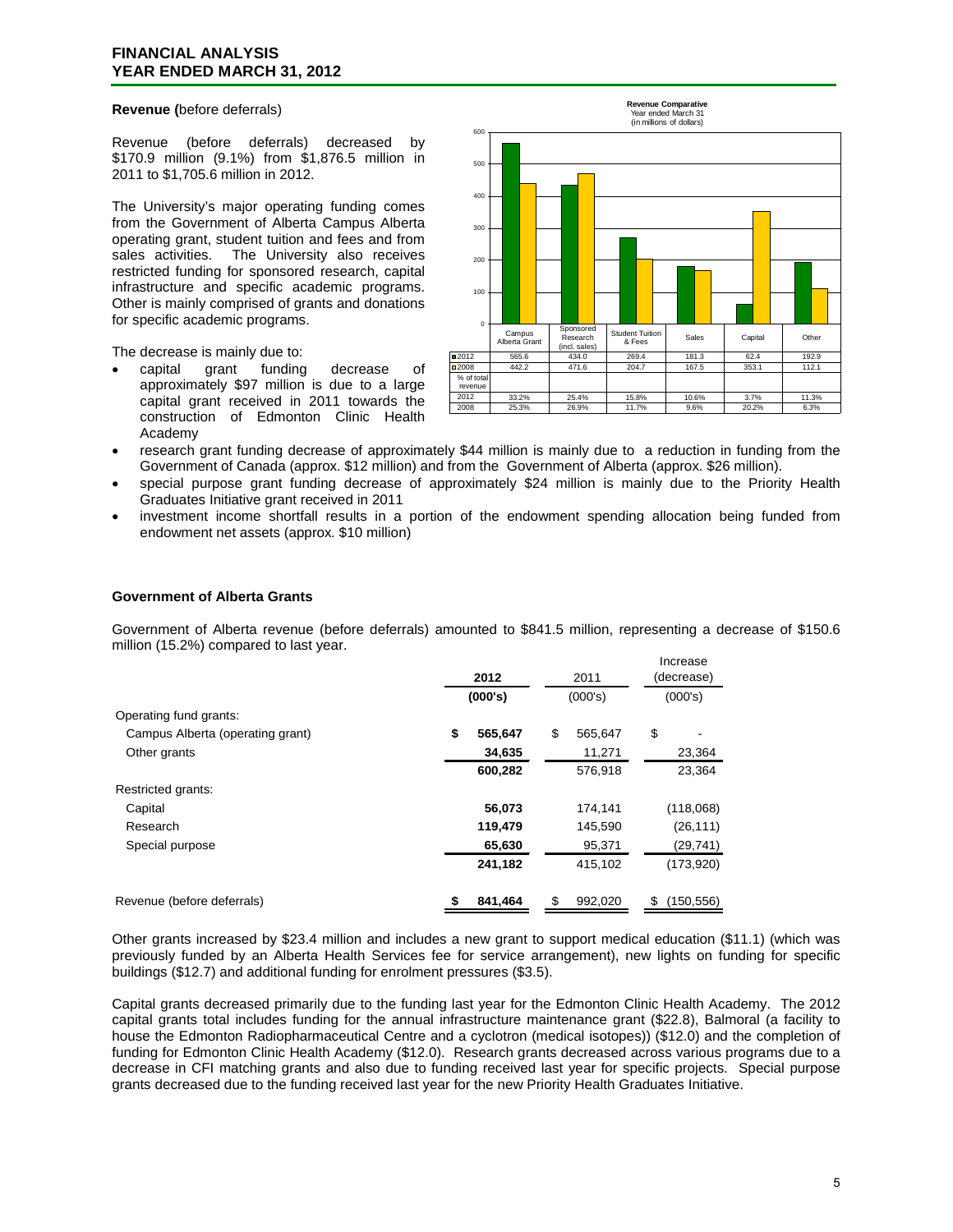# FINANCIAL ANALYSIS
# YEAR ENDED MARCH 31, 2012

**Revenue (**before deferrals)

Revenue (before deferrals) decreased by $170.9 million (9.1%) from $1,876.5 million in 2011 to $1,705.6 million in 2012.

The University's major operating funding comes from the Government of Alberta Campus Alberta operating grant, student tuition and fees and from sales activities. The University also receives restricted funding for sponsored research, capital infrastructure and specific academic programs. Other is mainly comprised of grants and donations for specific academic programs.

**Revenue Comparative**
Year ended March 31
(in millions of dollars)

| | Campus Alberta Grant | Sponsored Research (incl. sales) | Student Tuition & Fees | Sales | Capital | Other |
|---|---|---|---|---|---|---|
| 2012 | 565.6 | 434.0 | 269.4 | 181.3 | 62.4 | 192.9 |
| 2008 | 442.2 | 471.6 | 204.7 | 167.5 | 353.1 | 112.1 |
| % of total revenue | | | | | | |
| 2012 | 33.2% | 25.4% | 15.8% | 10.6% | 3.7% | 11.3% |
| 2008 | 25.3% | 26.9% | 11.7% | 9.6% | 20.2% | 6.3% |

The decrease is mainly due to:

- capital grant funding decrease of approximately $97 million is due to a large capital grant received in 2011 towards the construction of Edmonton Clinic Health Academy
- research grant funding decrease of approximately $44 million is mainly due to a reduction in funding from the Government of Canada (approx. $12 million) and from the Government of Alberta (approx. $26 million).
- special purpose grant funding decrease of approximately $24 million is mainly due to the Priority Health Graduates Initiative grant received in 2011
- investment income shortfall results in a portion of the endowment spending allocation being funded from endowment net assets (approx. $10 million)

**Government of Alberta Grants**

Government of Alberta revenue (before deferrals) amounted to $841.5 million, representing a decrease of $150.6 million (15.2%) compared to last year.

| | 2012 (000's) | 2011 (000's) | Increase (decrease) (000's) |
|---|---|---|---|
| Operating fund grants: | | | |
| Campus Alberta (operating grant) | $ 565,647 | $ 565,647 | $ - |
| Other grants | 34,635 | 11,271 | 23,364 |
| | 600,282 | 576,918 | 23,364 |
| Restricted grants: | | | |
| Capital | 56,073 | 174,141 | (118,068) |
| Research | 119,479 | 145,590 | (26,111) |
| Special purpose | 65,630 | 95,371 | (29,741) |
| | 241,182 | 415,102 | (173,920) |
| Revenue (before deferrals) | $ 841,464 | $ 992,020 | $ (150,556) |

Other grants increased by $23.4 million and includes a new grant to support medical education ($11.1) (which was previously funded by an Alberta Health Services fee for service arrangement), new lights on funding for specific buildings ($12.7) and additional funding for enrolment pressures ($3.5).

Capital grants decreased primarily due to the funding last year for the Edmonton Clinic Health Academy. The 2012 capital grants total includes funding for the annual infrastructure maintenance grant ($22.8), Balmoral (a facility to house the Edmonton Radiopharmaceutical Centre and a cyclotron (medical isotopes)) ($12.0) and the completion of funding for Edmonton Clinic Health Academy ($12.0). Research grants decreased across various programs due to a decrease in CFI matching grants and also due to funding received last year for specific projects. Special purpose grants decreased due to the funding received last year for the new Priority Health Graduates Initiative.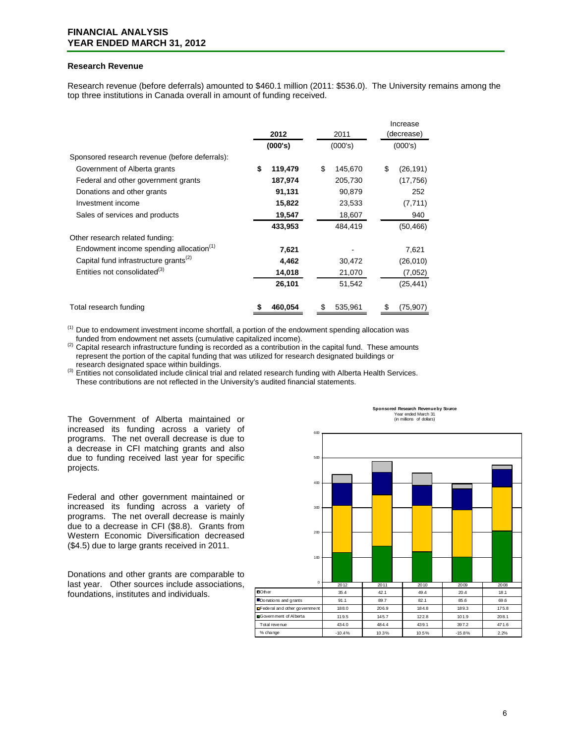# FINANCIAL ANALYSIS
# YEAR ENDED MARCH 31, 2012

## Research Revenue

Research revenue (before deferrals) amounted to $460.1 million (2011: $536.0). The University remains among the top three institutions in Canada overall in amount of funding received.

| | 2012 (000's) | 2011 (000's) | Increase (decrease) (000's) |
|---|---|---|---|
| Sponsored research revenue (before deferrals): | | | |
| Government of Alberta grants | **$ 119,479** | $ 145,670 | $ (26,191) |
| Federal and other government grants | **187,974** | 205,730 | (17,756) |
| Donations and other grants | **91,131** | 90,879 | 252 |
| Investment income | **15,822** | 23,533 | (7,711) |
| Sales of services and products | **19,547** | 18,607 | 940 |
| | **433,953** | 484,419 | (50,466) |
| Other research related funding: | | | |
| Endowment income spending allocation[1] | **7,621** | - | 7,621 |
| Capital fund infrastructure grants[2] | **4,462** | 30,472 | (26,010) |
| Entities not consolidated[3] | **14,018** | 21,070 | (7,052) |
| | **26,101** | 51,542 | (25,441) |
| Total research funding | **$ 460,054** | $ 535,961 | $ (75,907) |

[1] Due to endowment investment income shortfall, a portion of the endowment spending allocation was funded from endowment net assets (cumulative capitalized income).

[2] Capital research infrastructure funding is recorded as a contribution in the capital fund. These amounts represent the portion of the capital funding that was utilized for research designated buildings or research designated space within buildings.

[3] Entities not consolidated include clinical trial and related research funding with Alberta Health Services. These contributions are not reflected in the University's audited financial statements.

The Government of Alberta maintained or increased its funding across a variety of programs. The net overall decrease is due to a decrease in CFI matching grants and also due to funding received last year for specific projects.

Federal and other government maintained or increased its funding across a variety of programs. The net overall decrease is mainly due to a decrease in CFI ($8.8). Grants from Western Economic Diversification decreased ($4.5) due to large grants received in 2011.

Donations and other grants are comparable to last year. Other sources include associations, foundations, institutes and individuals.

**Sponsored Research Revenue by Source**
Year ended March 31
(in millions of dollars)

| | 2012 | 2011 | 2010 | 2009 | 2008 |
|---|---|---|---|---|---|
| Other | 35.4 | 42.1 | 49.4 | 20.4 | 18.1 |
| Donations and grants | 91.1 | 89.7 | 82.1 | 85.6 | 69.6 |
| Federal and other government | 188.0 | 206.9 | 184.8 | 189.3 | 175.8 |
| Government of Alberta | 119.5 | 145.7 | 122.8 | 101.9 | 208.1 |
| Total revenue | 434.0 | 484.4 | 439.1 | 397.2 | 471.6 |
| % change | -10.4% | 10.3% | 10.5% | -15.8% | 2.2% |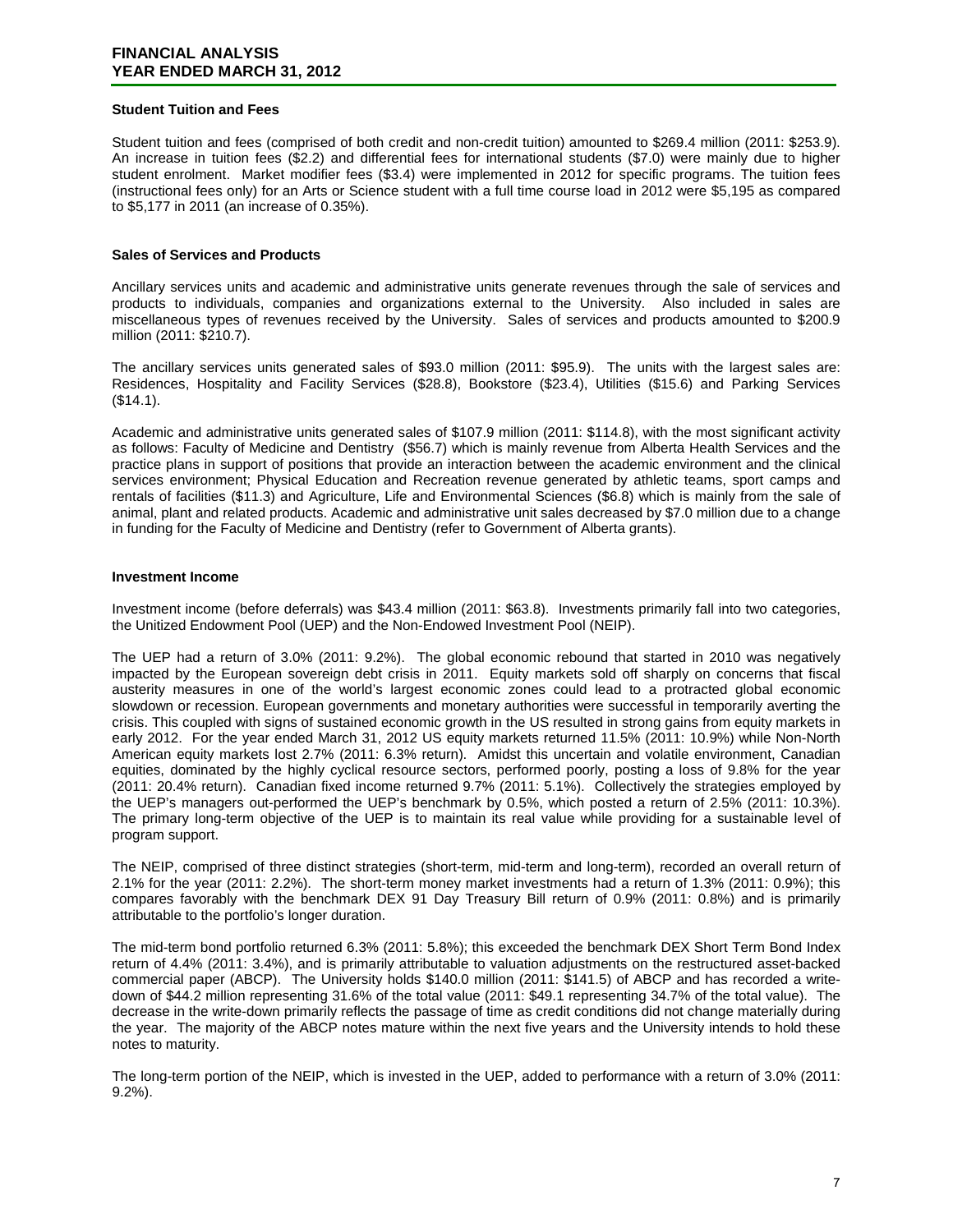## Student Tuition and Fees

Student tuition and fees (comprised of both credit and non-credit tuition) amounted to $269.4 million (2011: $253.9). An increase in tuition fees ($2.2) and differential fees for international students ($7.0) were mainly due to higher student enrolment. Market modifier fees ($3.4) were implemented in 2012 for specific programs. The tuition fees (instructional fees only) for an Arts or Science student with a full time course load in 2012 were $5,195 as compared to $5,177 in 2011 (an increase of 0.35%).

## Sales of Services and Products

Ancillary services units and academic and administrative units generate revenues through the sale of services and products to individuals, companies and organizations external to the University. Also included in sales are miscellaneous types of revenues received by the University. Sales of services and products amounted to $200.9 million (2011: $210.7).

The ancillary services units generated sales of $93.0 million (2011: $95.9). The units with the largest sales are: Residences, Hospitality and Facility Services ($28.8), Bookstore ($23.4), Utilities ($15.6) and Parking Services ($14.1).

Academic and administrative units generated sales of $107.9 million (2011: $114.8), with the most significant activity as follows: Faculty of Medicine and Dentistry ($56.7) which is mainly revenue from Alberta Health Services and the practice plans in support of positions that provide an interaction between the academic environment and the clinical services environment; Physical Education and Recreation revenue generated by athletic teams, sport camps and rentals of facilities ($11.3) and Agriculture, Life and Environmental Sciences ($6.8) which is mainly from the sale of animal, plant and related products. Academic and administrative unit sales decreased by $7.0 million due to a change in funding for the Faculty of Medicine and Dentistry (refer to Government of Alberta grants).

## Investment Income

Investment income (before deferrals) was $43.4 million (2011: $63.8). Investments primarily fall into two categories, the Unitized Endowment Pool (UEP) and the Non-Endowed Investment Pool (NEIP).

The UEP had a return of 3.0% (2011: 9.2%). The global economic rebound that started in 2010 was negatively impacted by the European sovereign debt crisis in 2011. Equity markets sold off sharply on concerns that fiscal austerity measures in one of the world's largest economic zones could lead to a protracted global economic slowdown or recession. European governments and monetary authorities were successful in temporarily averting the crisis. This coupled with signs of sustained economic growth in the US resulted in strong gains from equity markets in early 2012. For the year ended March 31, 2012 US equity markets returned 11.5% (2011: 10.9%) while Non-North American equity markets lost 2.7% (2011: 6.3% return). Amidst this uncertain and volatile environment, Canadian equities, dominated by the highly cyclical resource sectors, performed poorly, posting a loss of 9.8% for the year (2011: 20.4% return). Canadian fixed income returned 9.7% (2011: 5.1%). Collectively the strategies employed by the UEP's managers out-performed the UEP's benchmark by 0.5%, which posted a return of 2.5% (2011: 10.3%). The primary long-term objective of the UEP is to maintain its real value while providing for a sustainable level of program support.

The NEIP, comprised of three distinct strategies (short-term, mid-term and long-term), recorded an overall return of 2.1% for the year (2011: 2.2%). The short-term money market investments had a return of 1.3% (2011: 0.9%); this compares favorably with the benchmark DEX 91 Day Treasury Bill return of 0.9% (2011: 0.8%) and is primarily attributable to the portfolio's longer duration.

The mid-term bond portfolio returned 6.3% (2011: 5.8%); this exceeded the benchmark DEX Short Term Bond Index return of 4.4% (2011: 3.4%), and is primarily attributable to valuation adjustments on the restructured asset-backed commercial paper (ABCP). The University holds $140.0 million (2011: $141.5) of ABCP and has recorded a write-down of $44.2 million representing 31.6% of the total value (2011: $49.1 representing 34.7% of the total value). The decrease in the write-down primarily reflects the passage of time as credit conditions did not change materially during the year. The majority of the ABCP notes mature within the next five years and the University intends to hold these notes to maturity.

The long-term portion of the NEIP, which is invested in the UEP, added to performance with a return of 3.0% (2011: 9.2%).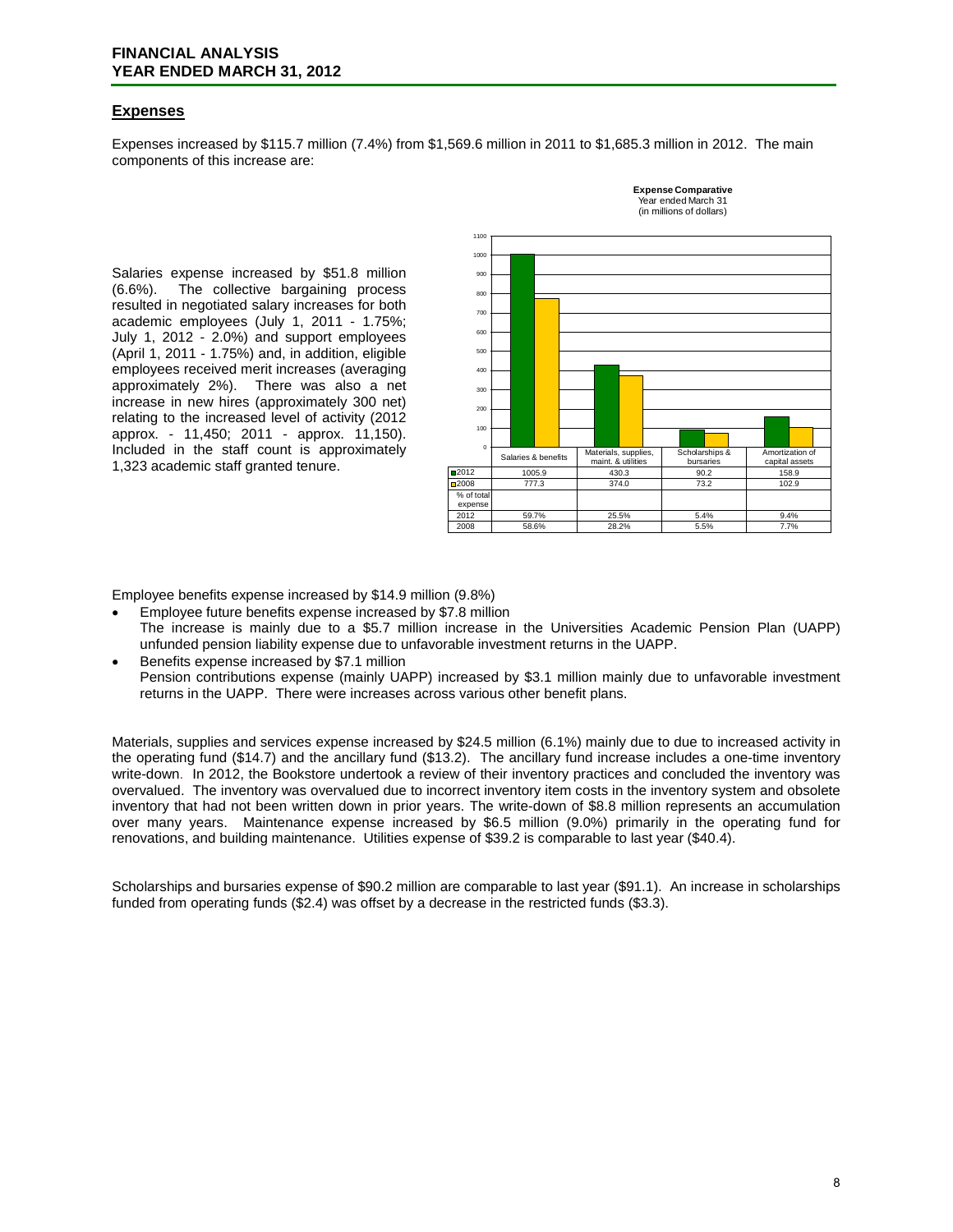## Expenses

Expenses increased by $115.7 million (7.4%) from $1,569.6 million in 2011 to $1,685.3 million in 2012. The main components of this increase are:

Salaries expense increased by $51.8 million (6.6%). The collective bargaining process resulted in negotiated salary increases for both academic employees (July 1, 2011 - 1.75%; July 1, 2012 - 2.0%) and support employees (April 1, 2011 - 1.75%) and, in addition, eligible employees received merit increases (averaging approximately 2%). There was also a net increase in new hires (approximately 300 net) relating to the increased level of activity (2012 approx. - 11,450; 2011 - approx. 11,150). Included in the staff count is approximately 1,323 academic staff granted tenure.

**Expense Comparative**
Year ended March 31
(in millions of dollars)

| | Salaries & benefits | Materials, supplies, maint. & utilities | Scholarships & bursaries | Amortization of capital assets |
|---|---|---|---|---|
| 2012 | 1005.9 | 430.3 | 90.2 | 158.9 |
| 2008 | 777.3 | 374.0 | 73.2 | 102.9 |
| % of total expense | | | | |
| 2012 | 59.7% | 25.5% | 5.4% | 9.4% |
| 2008 | 58.6% | 28.2% | 5.5% | 7.7% |

Employee benefits expense increased by $14.9 million (9.8%)

- Employee future benefits expense increased by $7.8 million
  The increase is mainly due to a $5.7 million increase in the Universities Academic Pension Plan (UAPP) unfunded pension liability expense due to unfavorable investment returns in the UAPP.
- Benefits expense increased by $7.1 million
  Pension contributions expense (mainly UAPP) increased by $3.1 million mainly due to unfavorable investment returns in the UAPP. There were increases across various other benefit plans.

Materials, supplies and services expense increased by $24.5 million (6.1%) mainly due to due to increased activity in the operating fund ($14.7) and the ancillary fund ($13.2). The ancillary fund increase includes a one-time inventory write-down. In 2012, the Bookstore undertook a review of their inventory practices and concluded the inventory was overvalued. The inventory was overvalued due to incorrect inventory item costs in the inventory system and obsolete inventory that had not been written down in prior years. The write-down of $8.8 million represents an accumulation over many years. Maintenance expense increased by $6.5 million (9.0%) primarily in the operating fund for renovations, and building maintenance. Utilities expense of $39.2 is comparable to last year ($40.4).

Scholarships and bursaries expense of $90.2 million are comparable to last year ($91.1). An increase in scholarships funded from operating funds ($2.4) was offset by a decrease in the restricted funds ($3.3).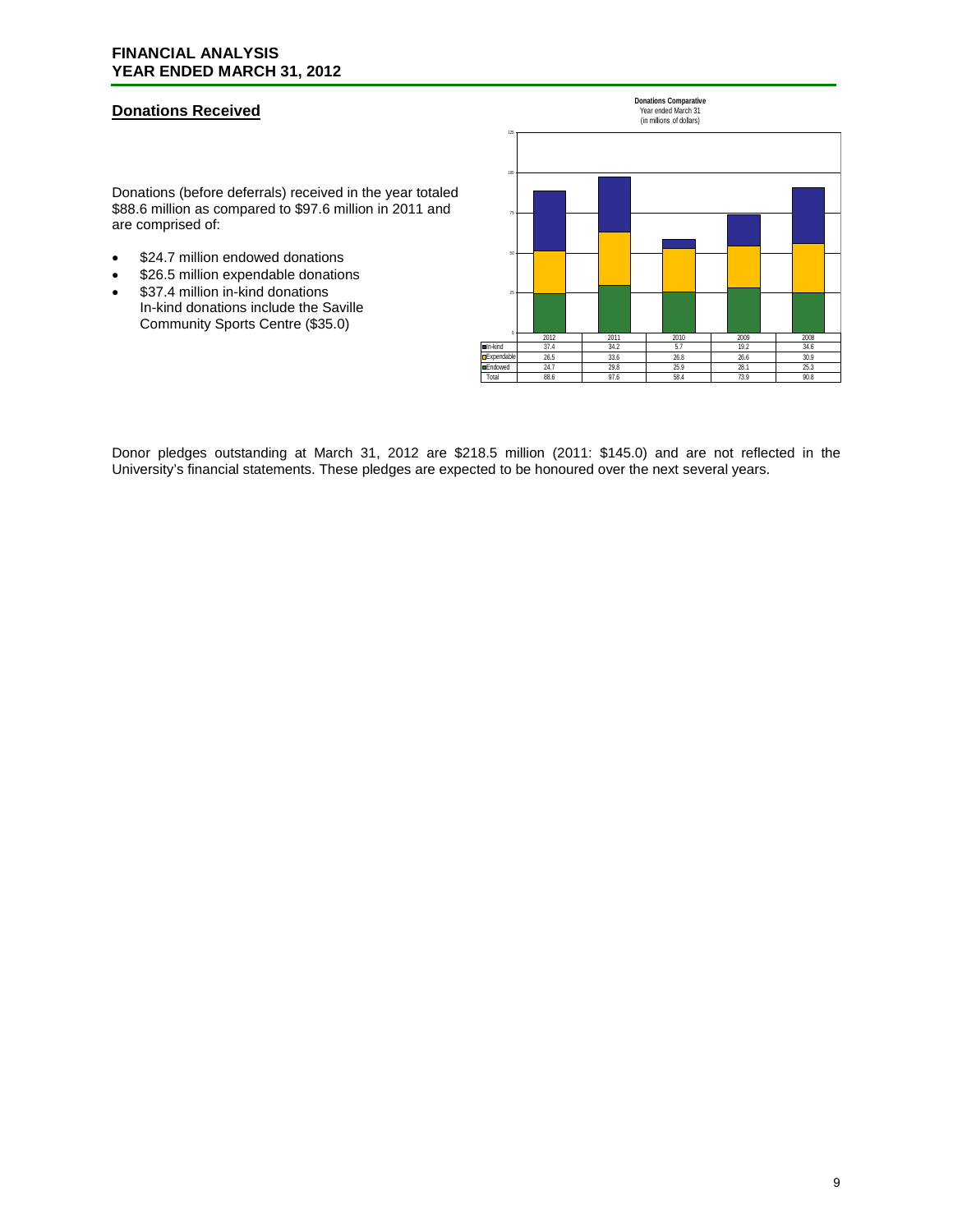## Donations Received

Donations (before deferrals) received in the year totaled $88.6 million as compared to $97.6 million in 2011 and are comprised of:

- $24.7 million endowed donations
- $26.5 million expendable donations
- $37.4 million in-kind donations
  In-kind donations include the Saville Community Sports Centre ($35.0)

**Donations Comparative**
Year ended March 31
(in millions of dollars)

| | 2012 | 2011 | 2010 | 2009 | 2008 |
|---|---|---|---|---|---|
| In-kind | 37.4 | 34.2 | 5.7 | 19.2 | 34.6 |
| Expendable | 26.5 | 33.6 | 26.8 | 26.6 | 30.9 |
| Endowed | 24.7 | 29.8 | 25.9 | 28.1 | 25.3 |
| Total | 88.6 | 97.6 | 58.4 | 73.9 | 90.8 |

Donor pledges outstanding at March 31, 2012 are $218.5 million (2011: $145.0) and are not reflected in the University's financial statements. These pledges are expected to be honoured over the next several years.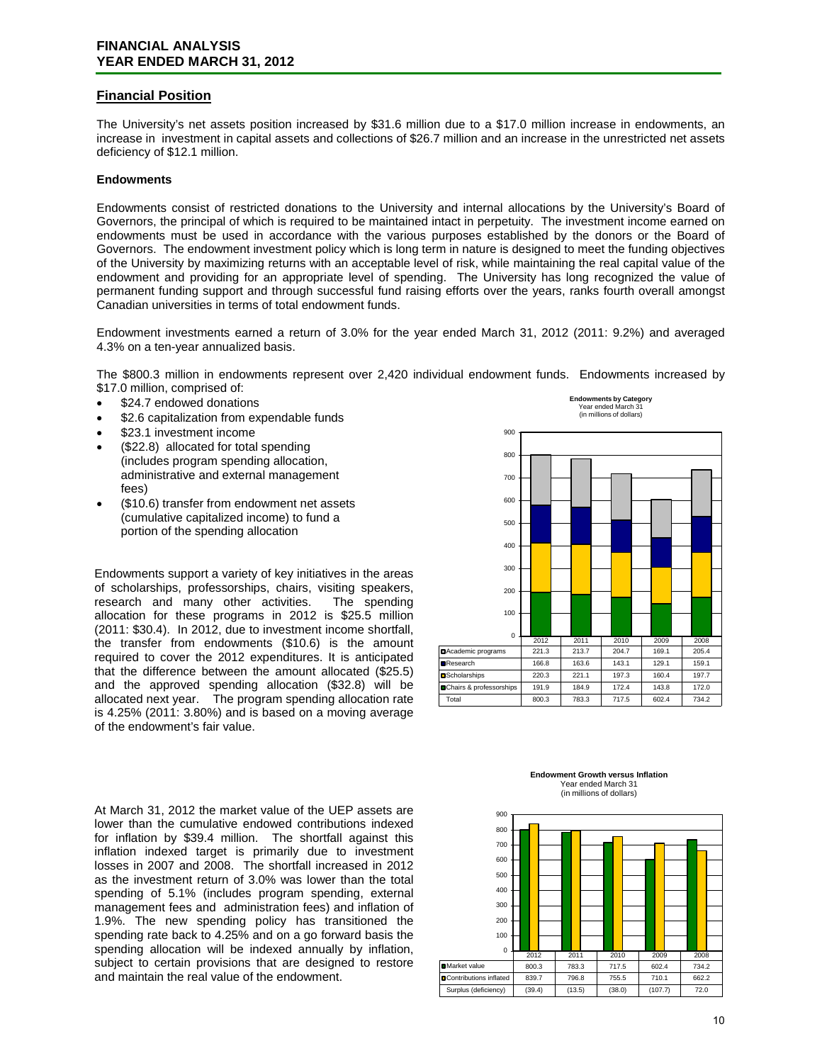# FINANCIAL ANALYSIS
# YEAR ENDED MARCH 31, 2012

## Financial Position

The University's net assets position increased by $31.6 million due to a $17.0 million increase in endowments, an increase in investment in capital assets and collections of $26.7 million and an increase in the unrestricted net assets deficiency of $12.1 million.

### Endowments

Endowments consist of restricted donations to the University and internal allocations by the University's Board of Governors, the principal of which is required to be maintained intact in perpetuity. The investment income earned on endowments must be used in accordance with the various purposes established by the donors or the Board of Governors. The endowment investment policy which is long term in nature is designed to meet the funding objectives of the University by maximizing returns with an acceptable level of risk, while maintaining the real capital value of the endowment and providing for an appropriate level of spending. The University has long recognized the value of permanent funding support and through successful fund raising efforts over the years, ranks fourth overall amongst Canadian universities in terms of total endowment funds.

Endowment investments earned a return of 3.0% for the year ended March 31, 2012 (2011: 9.2%) and averaged 4.3% on a ten-year annualized basis.

The $800.3 million in endowments represent over 2,420 individual endowment funds. Endowments increased by $17.0 million, comprised of:

- $24.7 endowed donations
- $2.6 capitalization from expendable funds
- $23.1 investment income
- ($22.8) allocated for total spending (includes program spending allocation, administrative and external management fees)
- ($10.6) transfer from endowment net assets (cumulative capitalized income) to fund a portion of the spending allocation

Endowments support a variety of key initiatives in the areas of scholarships, professorships, chairs, visiting speakers, research and many other activities. The spending allocation for these programs in 2012 is $25.5 million (2011: $30.4). In 2012, due to investment income shortfall, the transfer from endowments ($10.6) is the amount required to cover the 2012 expenditures. It is anticipated that the difference between the amount allocated ($25.5) and the approved spending allocation ($32.8) will be allocated next year. The program spending allocation rate is 4.25% (2011: 3.80%) and is based on a moving average of the endowment's fair value.

**Endowments by Category**
Year ended March 31
(in millions of dollars)

| | 2012 | 2011 | 2010 | 2009 | 2008 |
|---|---|---|---|---|---|
| Academic programs | 221.3 | 213.7 | 204.7 | 169.1 | 205.4 |
| Research | 166.8 | 163.6 | 143.1 | 129.1 | 159.1 |
| Scholarships | 220.3 | 221.1 | 197.3 | 160.4 | 197.7 |
| Chairs & professorships | 191.9 | 184.9 | 172.4 | 143.8 | 172.0 |
| Total | 800.3 | 783.3 | 717.5 | 602.4 | 734.2 |

At March 31, 2012 the market value of the UEP assets are lower than the cumulative endowed contributions indexed for inflation by $39.4 million. The shortfall against this inflation indexed target is primarily due to investment losses in 2007 and 2008. The shortfall increased in 2012 as the investment return of 3.0% was lower than the total spending of 5.1% (includes program spending, external management fees and administration fees) and inflation of 1.9%. The new spending policy has transitioned the spending rate back to 4.25% and on a go forward basis the spending allocation will be indexed annually by inflation, subject to certain provisions that are designed to restore and maintain the real value of the endowment.

**Endowment Growth versus Inflation**
Year ended March 31
(in millions of dollars)

| | 2012 | 2011 | 2010 | 2009 | 2008 |
|---|---|---|---|---|---|
| Market value | 800.3 | 783.3 | 717.5 | 602.4 | 734.2 |
| Contributions inflated | 839.7 | 796.8 | 755.5 | 710.1 | 662.2 |
| Surplus (deficiency) | (39.4) | (13.5) | (38.0) | (107.7) | 72.0 |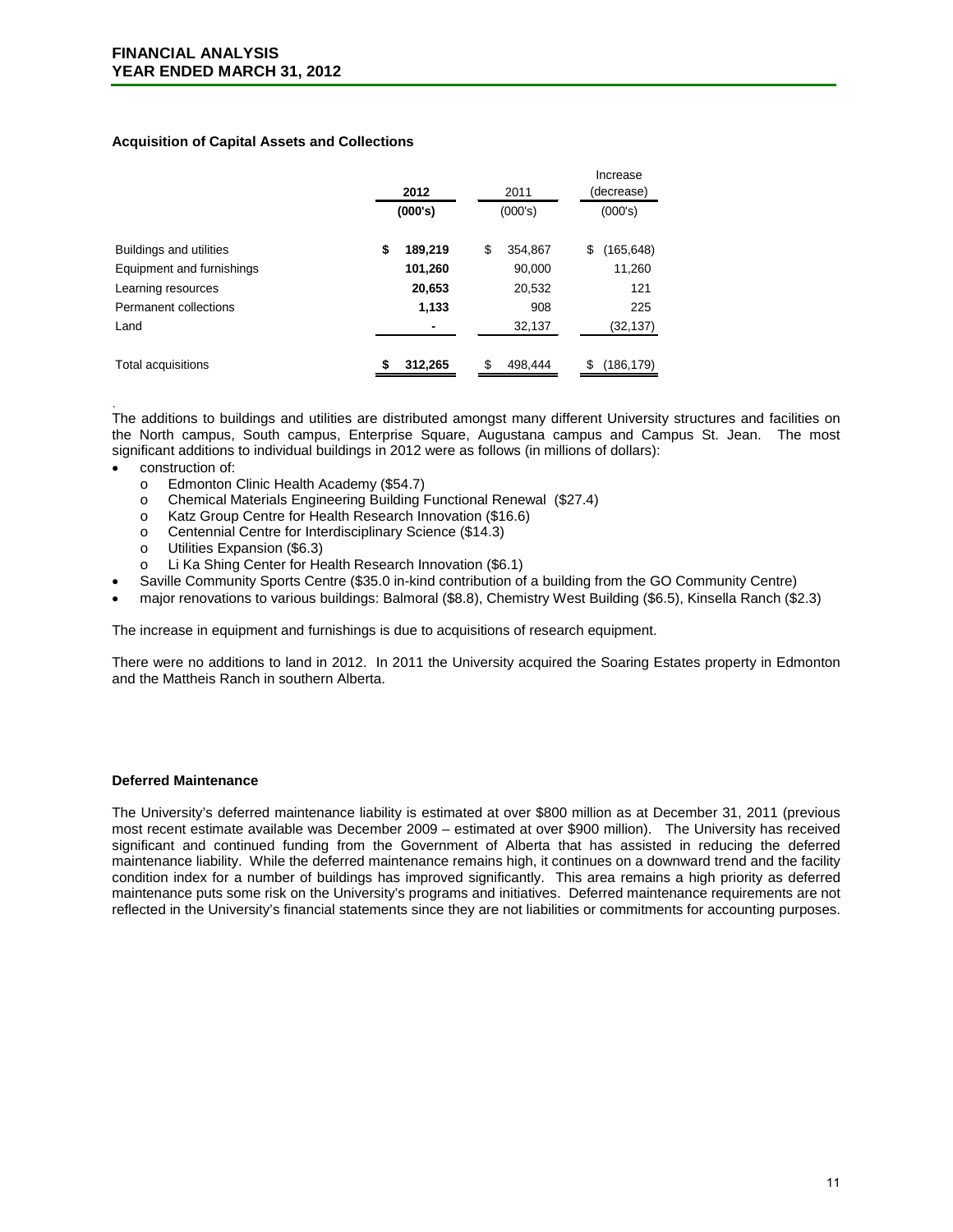## Acquisition of Capital Assets and Collections

| | 2012 (000's) | 2011 (000's) | Increase (decrease) (000's) |
|---|---|---|---|
| Buildings and utilities | **$ 189,219** | $ 354,867 | $ (165,648) |
| Equipment and furnishings | **101,260** | 90,000 | 11,260 |
| Learning resources | **20,653** | 20,532 | 121 |
| Permanent collections | **1,133** | 908 | 225 |
| Land | **-** | 32,137 | (32,137) |
| Total acquisitions | **$ 312,265** | $ 498,444 | $ (186,179) |

The additions to buildings and utilities are distributed amongst many different University structures and facilities on the North campus, South campus, Enterprise Square, Augustana campus and Campus St. Jean. The most significant additions to individual buildings in 2012 were as follows (in millions of dollars):

- construction of:
  - Edmonton Clinic Health Academy ($54.7)
  - Chemical Materials Engineering Building Functional Renewal ($27.4)
  - Katz Group Centre for Health Research Innovation ($16.6)
  - Centennial Centre for Interdisciplinary Science ($14.3)
  - Utilities Expansion ($6.3)
  - Li Ka Shing Center for Health Research Innovation ($6.1)
- Saville Community Sports Centre ($35.0 in-kind contribution of a building from the GO Community Centre)
- major renovations to various buildings: Balmoral ($8.8), Chemistry West Building ($6.5), Kinsella Ranch ($2.3)

The increase in equipment and furnishings is due to acquisitions of research equipment.

There were no additions to land in 2012. In 2011 the University acquired the Soaring Estates property in Edmonton and the Mattheis Ranch in southern Alberta.

## Deferred Maintenance

The University's deferred maintenance liability is estimated at over $800 million as at December 31, 2011 (previous most recent estimate available was December 2009 – estimated at over $900 million). The University has received significant and continued funding from the Government of Alberta that has assisted in reducing the deferred maintenance liability. While the deferred maintenance remains high, it continues on a downward trend and the facility condition index for a number of buildings has improved significantly. This area remains a high priority as deferred maintenance puts some risk on the University's programs and initiatives. Deferred maintenance requirements are not reflected in the University's financial statements since they are not liabilities or commitments for accounting purposes.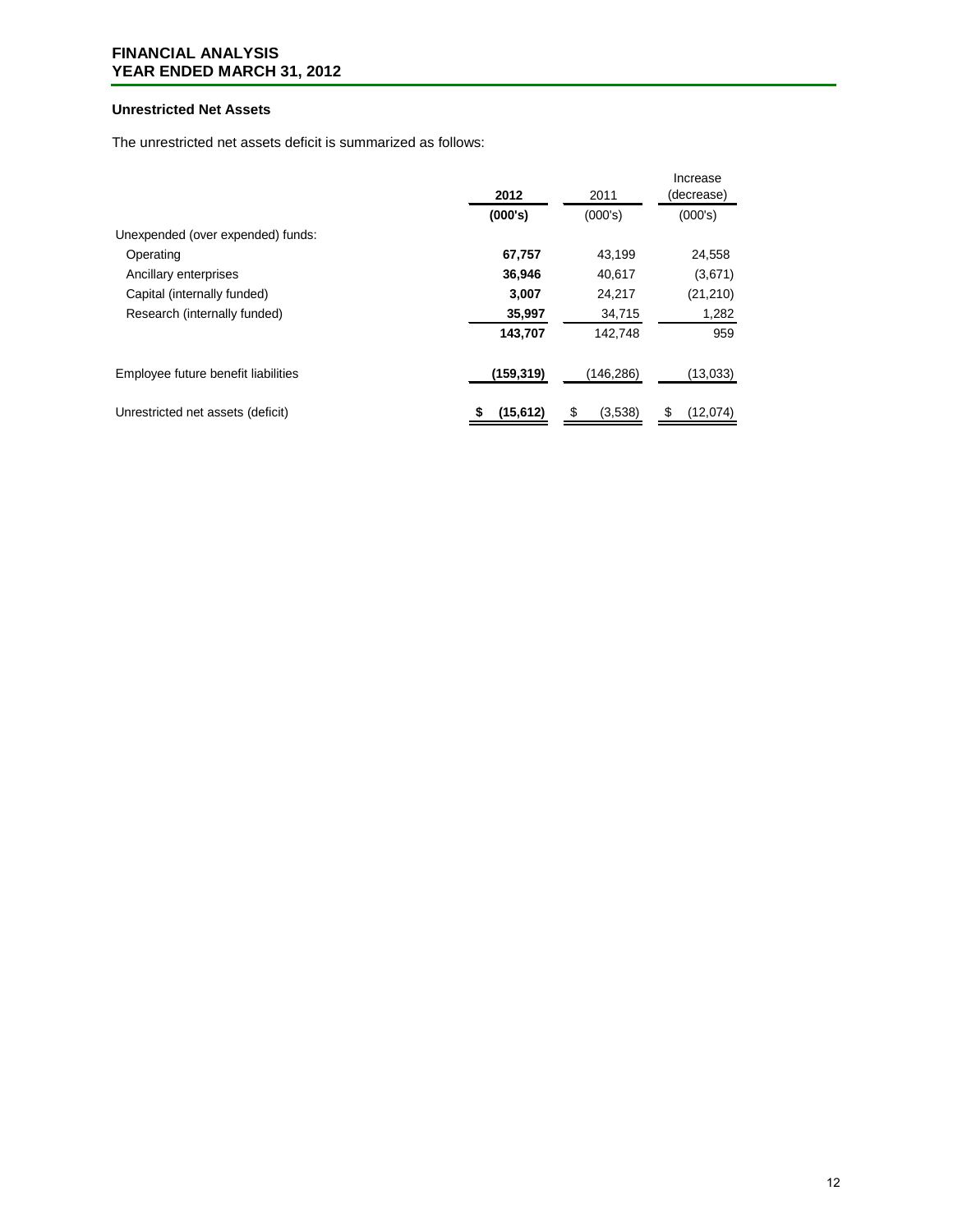# FINANCIAL ANALYSIS
# YEAR ENDED MARCH 31, 2012

### Unrestricted Net Assets

The unrestricted net assets deficit is summarized as follows:

| | 2012 | 2011 | Increase (decrease) |
|---|---|---|---|
| | **(000's)** | (000's) | (000's) |
| Unexpended (over expended) funds: | | | |
| Operating | **67,757** | 43,199 | 24,558 |
| Ancillary enterprises | **36,946** | 40,617 | (3,671) |
| Capital (internally funded) | **3,007** | 24,217 | (21,210) |
| Research (internally funded) | **35,997** | 34,715 | 1,282 |
| | **143,707** | 142,748 | 959 |
| Employee future benefit liabilities | **(159,319)** | (146,286) | (13,033) |
| Unrestricted net assets (deficit) | **$ (15,612)** | $ (3,538) | $ (12,074) |